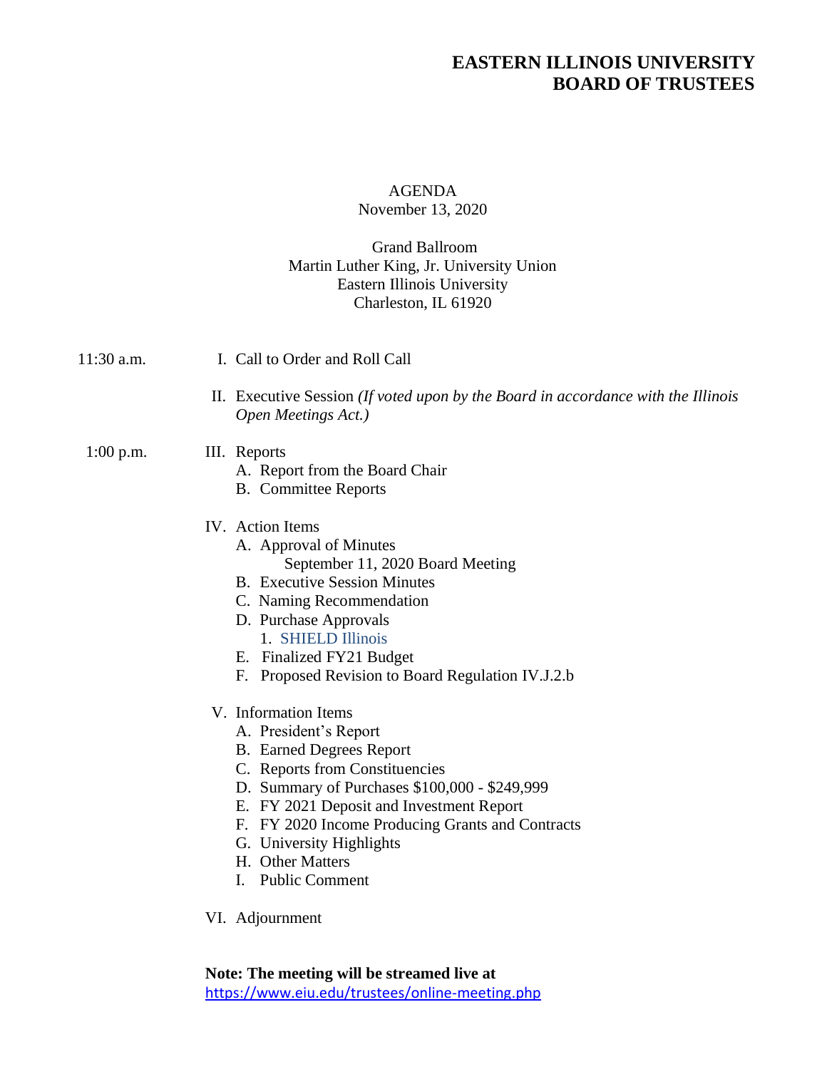# EASTERN ILLINOIS UNIVERSITY
# BOARD OF TRUSTEES

AGENDA
November 13, 2020

Grand Ballroom
Martin Luther King, Jr. University Union
Eastern Illinois University
Charleston, IL 61920

11:30 a.m.

I. Call to Order and Roll Call

II. Executive Session *(If voted upon by the Board in accordance with the Illinois Open Meetings Act.)*

1:00 p.m.

III. Reports
   - A. Report from the Board Chair
   - B. Committee Reports

IV. Action Items
   - A. Approval of Minutes
     - September 11, 2020 Board Meeting
   - B. Executive Session Minutes
   - C. Naming Recommendation
   - D. Purchase Approvals
     1. SHIELD Illinois
   - E. Finalized FY21 Budget
   - F. Proposed Revision to Board Regulation IV.J.2.b

V. Information Items
   - A. President's Report
   - B. Earned Degrees Report
   - C. Reports from Constituencies
   - D. Summary of Purchases $100,000 - $249,999
   - E. FY 2021 Deposit and Investment Report
   - F. FY 2020 Income Producing Grants and Contracts
   - G. University Highlights
   - H. Other Matters
   - I. Public Comment

VI. Adjournment

**Note: The meeting will be streamed live at**
https://www.eiu.edu/trustees/online-meeting.php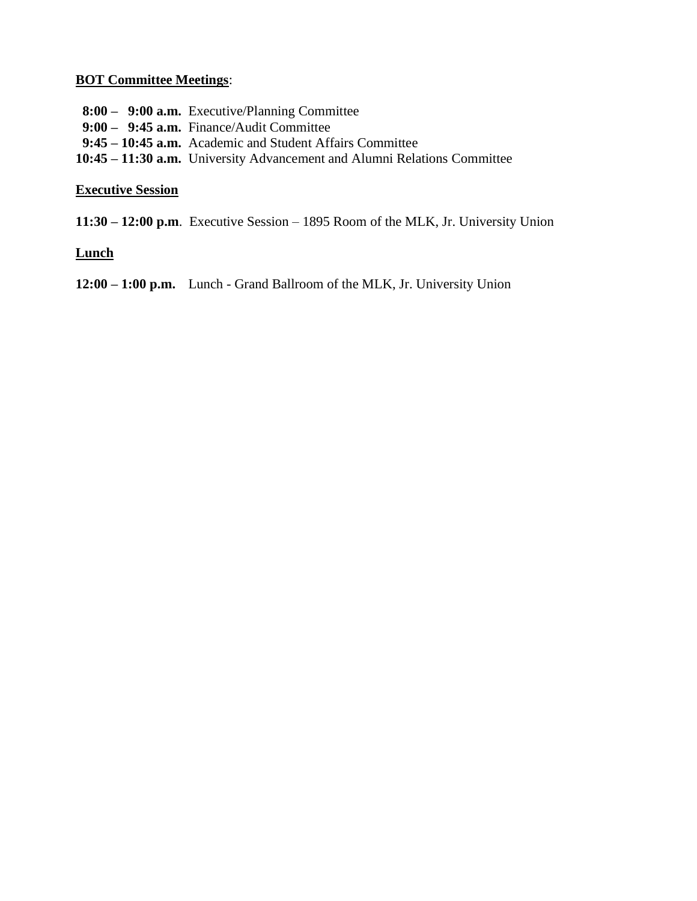**<u>BOT Committee Meetings</u>**:

**8:00 – 9:00 a.m.** Executive/Planning Committee
**9:00 – 9:45 a.m.** Finance/Audit Committee
**9:45 – 10:45 a.m.** Academic and Student Affairs Committee
**10:45 – 11:30 a.m.** University Advancement and Alumni Relations Committee

**<u>Executive Session</u>**

**11:30 – 12:00 p.m**. Executive Session – 1895 Room of the MLK, Jr. University Union

**<u>Lunch</u>**

**12:00 – 1:00 p.m.** Lunch - Grand Ballroom of the MLK, Jr. University Union